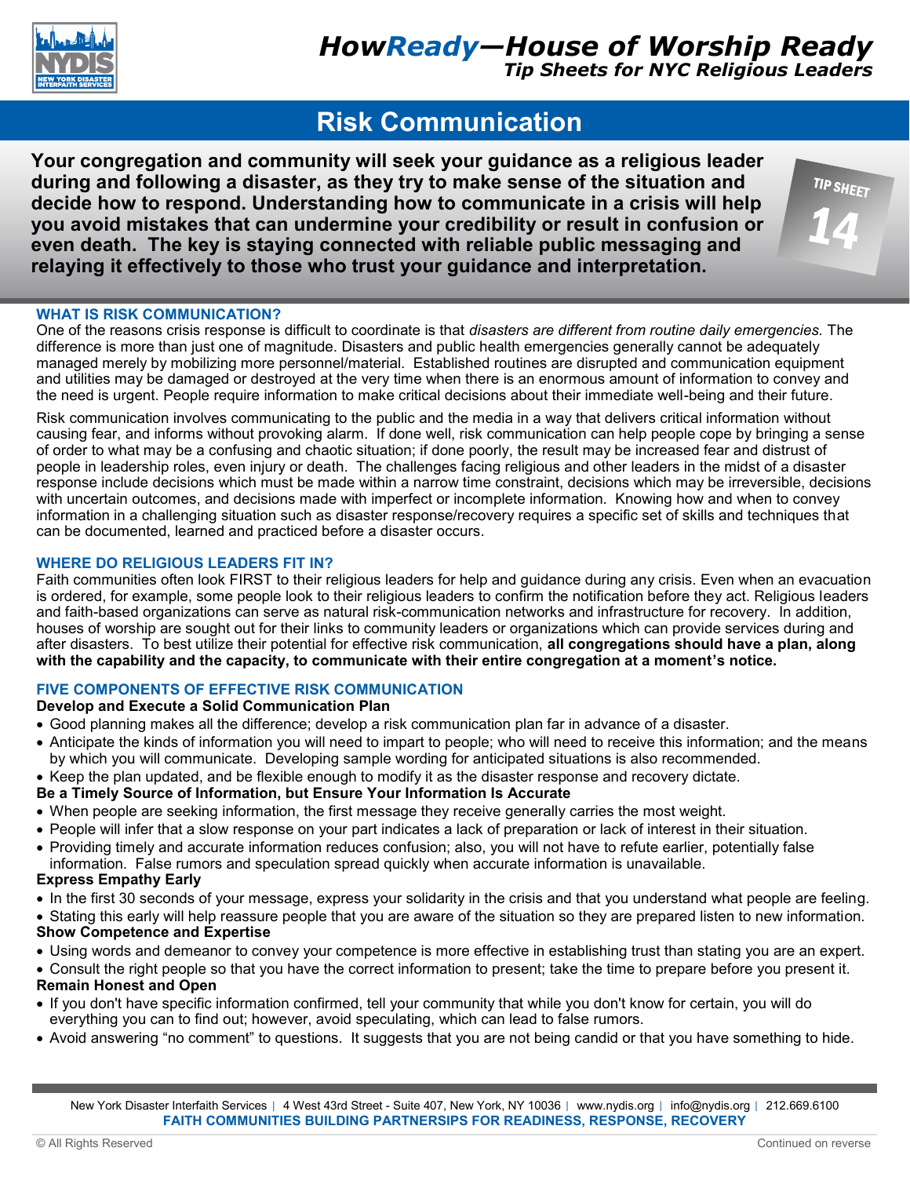# HowReady—House of Worship Ready

*Tip Sheets for NYC Religious Leaders*

## Risk Communication

TIP SHEET 14

**Your congregation and community will seek your guidance as a religious leader during and following a disaster, as they try to make sense of the situation and decide how to respond. Understanding how to communicate in a crisis will help you avoid mistakes that can undermine your credibility or result in confusion or even death. The key is staying connected with reliable public messaging and relaying it effectively to those who trust your guidance and interpretation.**

### WHAT IS RISK COMMUNICATION?

One of the reasons crisis response is difficult to coordinate is that *disasters are different from routine daily emergencies.* The difference is more than just one of magnitude. Disasters and public health emergencies generally cannot be adequately managed merely by mobilizing more personnel/material. Established routines are disrupted and communication equipment and utilities may be damaged or destroyed at the very time when there is an enormous amount of information to convey and the need is urgent. People require information to make critical decisions about their immediate well-being and their future.

Risk communication involves communicating to the public and the media in a way that delivers critical information without causing fear, and informs without provoking alarm. If done well, risk communication can help people cope by bringing a sense of order to what may be a confusing and chaotic situation; if done poorly, the result may be increased fear and distrust of people in leadership roles, even injury or death. The challenges facing religious and other leaders in the midst of a disaster response include decisions which must be made within a narrow time constraint, decisions which may be irreversible, decisions with uncertain outcomes, and decisions made with imperfect or incomplete information. Knowing how and when to convey information in a challenging situation such as disaster response/recovery requires a specific set of skills and techniques that can be documented, learned and practiced before a disaster occurs.

### WHERE DO RELIGIOUS LEADERS FIT IN?

Faith communities often look FIRST to their religious leaders for help and guidance during any crisis. Even when an evacuation is ordered, for example, some people look to their religious leaders to confirm the notification before they act. Religious leaders and faith-based organizations can serve as natural risk-communication networks and infrastructure for recovery. In addition, houses of worship are sought out for their links to community leaders or organizations which can provide services during and after disasters. To best utilize their potential for effective risk communication, **all congregations should have a plan, along with the capability and the capacity, to communicate with their entire congregation at a moment's notice.**

### FIVE COMPONENTS OF EFFECTIVE RISK COMMUNICATION

**Develop and Execute a Solid Communication Plan**

- Good planning makes all the difference; develop a risk communication plan far in advance of a disaster.
- Anticipate the kinds of information you will need to impart to people; who will need to receive this information; and the means by which you will communicate. Developing sample wording for anticipated situations is also recommended.
- Keep the plan updated, and be flexible enough to modify it as the disaster response and recovery dictate.

**Be a Timely Source of Information, but Ensure Your Information Is Accurate**

- When people are seeking information, the first message they receive generally carries the most weight.
- People will infer that a slow response on your part indicates a lack of preparation or lack of interest in their situation.
- Providing timely and accurate information reduces confusion; also, you will not have to refute earlier, potentially false information. False rumors and speculation spread quickly when accurate information is unavailable.

**Express Empathy Early**

- In the first 30 seconds of your message, express your solidarity in the crisis and that you understand what people are feeling.
- Stating this early will help reassure people that you are aware of the situation so they are prepared listen to new information.

**Show Competence and Expertise**

- Using words and demeanor to convey your competence is more effective in establishing trust than stating you are an expert.
- Consult the right people so that you have the correct information to present; take the time to prepare before you present it.

**Remain Honest and Open**

- If you don't have specific information confirmed, tell your community that while you don't know for certain, you will do everything you can to find out; however, avoid speculating, which can lead to false rumors.
- Avoid answering "no comment" to questions. It suggests that you are not being candid or that you have something to hide.

New York Disaster Interfaith Services | 4 West 43rd Street - Suite 407, New York, NY 10036 | www.nydis.org | info@nydis.org | 212.669.6100
**FAITH COMMUNITIES BUILDING PARTNERSIPS FOR READINESS, RESPONSE, RECOVERY**

© All Rights Reserved

Continued on reverse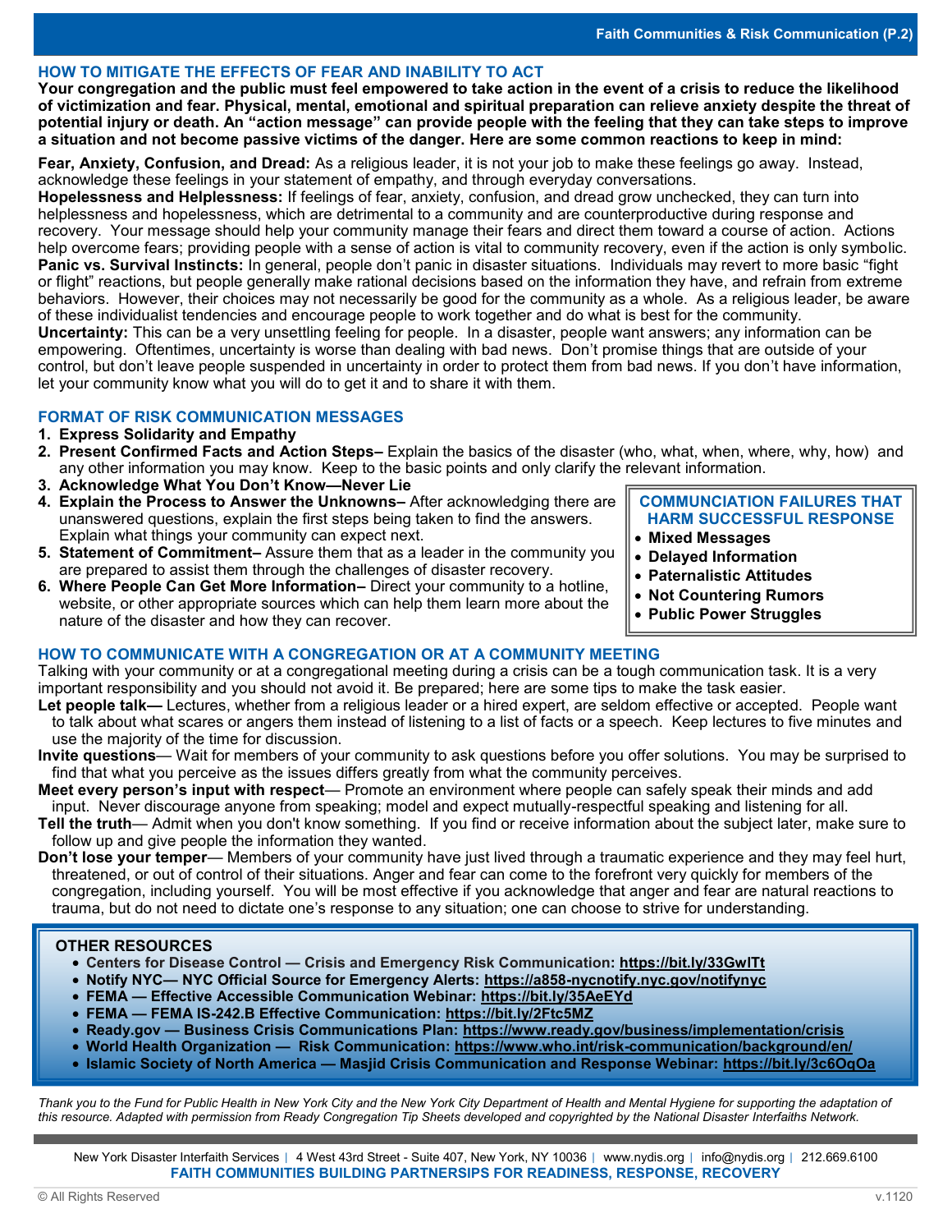## HOW TO MITIGATE THE EFFECTS OF FEAR AND INABILITY TO ACT

**Your congregation and the public must feel empowered to take action in the event of a crisis to reduce the likelihood of victimization and fear. Physical, mental, emotional and spiritual preparation can relieve anxiety despite the threat of potential injury or death. An "action message" can provide people with the feeling that they can take steps to improve a situation and not become passive victims of the danger. Here are some common reactions to keep in mind:**

**Fear, Anxiety, Confusion, and Dread:** As a religious leader, it is not your job to make these feelings go away. Instead, acknowledge these feelings in your statement of empathy, and through everyday conversations.

**Hopelessness and Helplessness:** If feelings of fear, anxiety, confusion, and dread grow unchecked, they can turn into helplessness and hopelessness, which are detrimental to a community and are counterproductive during response and recovery. Your message should help your community manage their fears and direct them toward a course of action. Actions help overcome fears; providing people with a sense of action is vital to community recovery, even if the action is only symbolic.

**Panic vs. Survival Instincts:** In general, people don't panic in disaster situations. Individuals may revert to more basic "fight or flight" reactions, but people generally make rational decisions based on the information they have, and refrain from extreme behaviors. However, their choices may not necessarily be good for the community as a whole. As a religious leader, be aware of these individualist tendencies and encourage people to work together and do what is best for the community.

**Uncertainty:** This can be a very unsettling feeling for people. In a disaster, people want answers; any information can be empowering. Oftentimes, uncertainty is worse than dealing with bad news. Don't promise things that are outside of your control, but don't leave people suspended in uncertainty in order to protect them from bad news. If you don't have information, let your community know what you will do to get it and to share it with them.

## FORMAT OF RISK COMMUNICATION MESSAGES

1. **Express Solidarity and Empathy**
2. **Present Confirmed Facts and Action Steps–** Explain the basics of the disaster (who, what, when, where, why, how) and any other information you may know. Keep to the basic points and only clarify the relevant information.
3. **Acknowledge What You Don't Know—Never Lie**
4. **Explain the Process to Answer the Unknowns–** After acknowledging there are unanswered questions, explain the first steps being taken to find the answers. Explain what things your community can expect next.
5. **Statement of Commitment–** Assure them that as a leader in the community you are prepared to assist them through the challenges of disaster recovery.
6. **Where People Can Get More Information–** Direct your community to a hotline, website, or other appropriate sources which can help them learn more about the nature of the disaster and how they can recover.

### COMMUNCIATION FAILURES THAT HARM SUCCESSFUL RESPONSE

- **Mixed Messages**
- **Delayed Information**
- **Paternalistic Attitudes**
- **Not Countering Rumors**
- **Public Power Struggles**

## HOW TO COMMUNICATE WITH A CONGREGATION OR AT A COMMUNITY MEETING

Talking with your community or at a congregational meeting during a crisis can be a tough communication task. It is a very important responsibility and you should not avoid it. Be prepared; here are some tips to make the task easier.

**Let people talk—** Lectures, whether from a religious leader or a hired expert, are seldom effective or accepted. People want to talk about what scares or angers them instead of listening to a list of facts or a speech. Keep lectures to five minutes and use the majority of the time for discussion.

**Invite questions**— Wait for members of your community to ask questions before you offer solutions. You may be surprised to find that what you perceive as the issues differs greatly from what the community perceives.

**Meet every person's input with respect**— Promote an environment where people can safely speak their minds and add input. Never discourage anyone from speaking; model and expect mutually-respectful speaking and listening for all.

**Tell the truth**— Admit when you don't know something. If you find or receive information about the subject later, make sure to follow up and give people the information they wanted.

**Don't lose your temper**— Members of your community have just lived through a traumatic experience and they may feel hurt, threatened, or out of control of their situations. Anger and fear can come to the forefront very quickly for members of the congregation, including yourself. You will be most effective if you acknowledge that anger and fear are natural reactions to trauma, but do not need to dictate one's response to any situation; one can choose to strive for understanding.

### OTHER RESOURCES

- **Centers for Disease Control — Crisis and Emergency Risk Communication: https://bit.ly/33GwITt**
- **Notify NYC— NYC Official Source for Emergency Alerts: https://a858-nycnotify.nyc.gov/notifynyc**
- **FEMA — Effective Accessible Communication Webinar: https://bit.ly/35AeEYd**
- **FEMA — FEMA IS-242.B Effective Communication: https://bit.ly/2Ftc5MZ**
- **Ready.gov — Business Crisis Communications Plan: https://www.ready.gov/business/implementation/crisis**
- **World Health Organization — Risk Communication: https://www.who.int/risk-communication/background/en/**
- **Islamic Society of North America — Masjid Crisis Communication and Response Webinar: https://bit.ly/3c6OqOa**

*Thank you to the Fund for Public Health in New York City and the New York City Department of Health and Mental Hygiene for supporting the adaptation of this resource. Adapted with permission from Ready Congregation Tip Sheets developed and copyrighted by the National Disaster Interfaiths Network.*

New York Disaster Interfaith Services | 4 West 43rd Street - Suite 407, New York, NY 10036 | www.nydis.org | info@nydis.org | 212.669.6100

**FAITH COMMUNITIES BUILDING PARTNERSHIPS FOR READINESS, RESPONSE, RECOVERY**

© All Rights Reserved v.1120